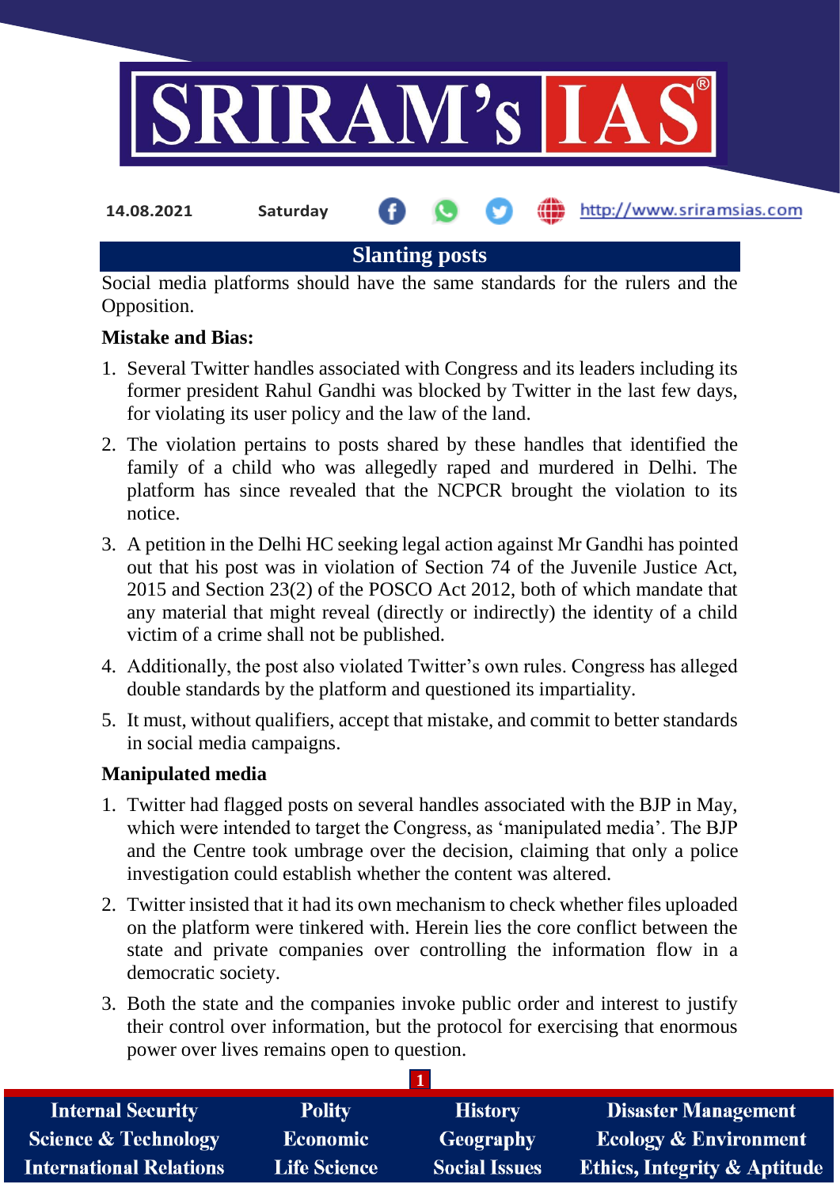14.08.2021 Saturday

# Slanting posts

Social media platforms should have the same standards for the rulers and the Opposition.

**Mistake and Bias:**

1. Several Twitter handles associated with Congress and its leaders including its former president Rahul Gandhi was blocked by Twitter in the last few days, for violating its user policy and the law of the land.
2. The violation pertains to posts shared by these handles that identified the family of a child who was allegedly raped and murdered in Delhi. The platform has since revealed that the NCPCR brought the violation to its notice.
3. A petition in the Delhi HC seeking legal action against Mr Gandhi has pointed out that his post was in violation of Section 74 of the Juvenile Justice Act, 2015 and Section 23(2) of the POSCO Act 2012, both of which mandate that any material that might reveal (directly or indirectly) the identity of a child victim of a crime shall not be published.
4. Additionally, the post also violated Twitter's own rules. Congress has alleged double standards by the platform and questioned its impartiality.
5. It must, without qualifiers, accept that mistake, and commit to better standards in social media campaigns.

**Manipulated media**

1. Twitter had flagged posts on several handles associated with the BJP in May, which were intended to target the Congress, as 'manipulated media'. The BJP and the Centre took umbrage over the decision, claiming that only a police investigation could establish whether the content was altered.
2. Twitter insisted that it had its own mechanism to check whether files uploaded on the platform were tinkered with. Herein lies the core conflict between the state and private companies over controlling the information flow in a democratic society.
3. Both the state and the companies invoke public order and interest to justify their control over information, but the protocol for exercising that enormous power over lives remains open to question.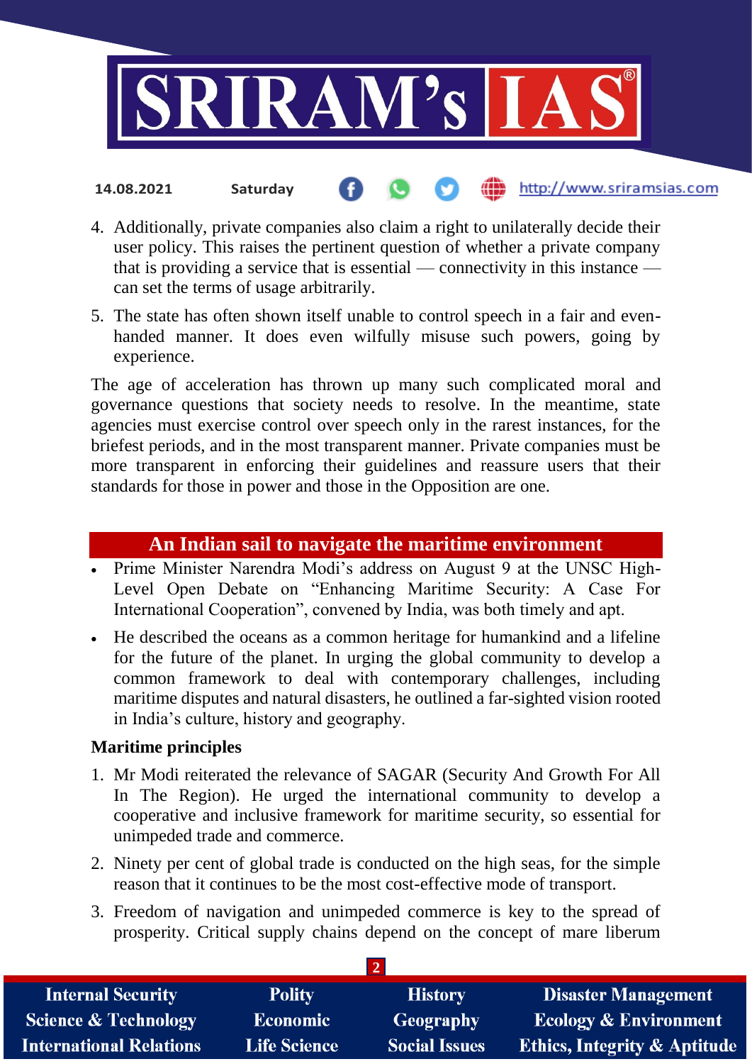4. Additionally, private companies also claim a right to unilaterally decide their user policy. This raises the pertinent question of whether a private company that is providing a service that is essential — connectivity in this instance — can set the terms of usage arbitrarily.
5. The state has often shown itself unable to control speech in a fair and even-handed manner. It does even wilfully misuse such powers, going by experience.

The age of acceleration has thrown up many such complicated moral and governance questions that society needs to resolve. In the meantime, state agencies must exercise control over speech only in the rarest instances, for the briefest periods, and in the most transparent manner. Private companies must be more transparent in enforcing their guidelines and reassure users that their standards for those in power and those in the Opposition are one.

## An Indian sail to navigate the maritime environment

- Prime Minister Narendra Modi's address on August 9 at the UNSC High-Level Open Debate on "Enhancing Maritime Security: A Case For International Cooperation", convened by India, was both timely and apt.
- He described the oceans as a common heritage for humankind and a lifeline for the future of the planet. In urging the global community to develop a common framework to deal with contemporary challenges, including maritime disputes and natural disasters, he outlined a far-sighted vision rooted in India's culture, history and geography.

### Maritime principles

1. Mr Modi reiterated the relevance of SAGAR (Security And Growth For All In The Region). He urged the international community to develop a cooperative and inclusive framework for maritime security, so essential for unimpeded trade and commerce.
2. Ninety per cent of global trade is conducted on the high seas, for the simple reason that it continues to be the most cost-effective mode of transport.
3. Freedom of navigation and unimpeded commerce is key to the spread of prosperity. Critical supply chains depend on the concept of mare liberum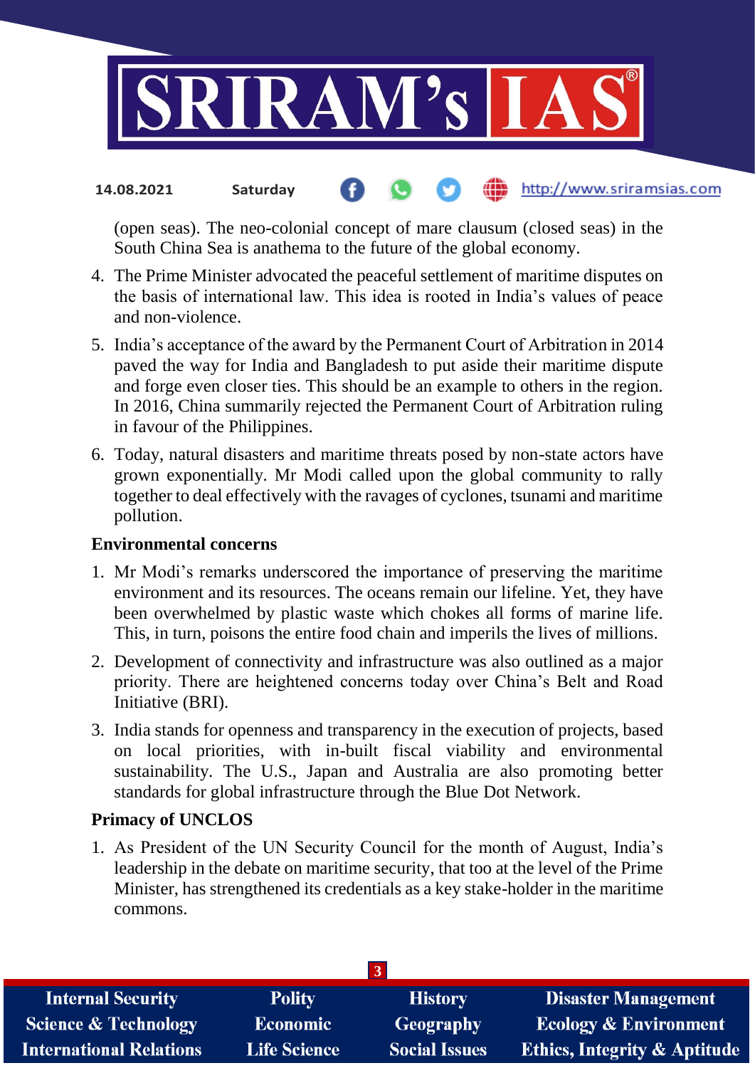(open seas). The neo-colonial concept of mare clausum (closed seas) in the South China Sea is anathema to the future of the global economy.

4. The Prime Minister advocated the peaceful settlement of maritime disputes on the basis of international law. This idea is rooted in India's values of peace and non-violence.
5. India's acceptance of the award by the Permanent Court of Arbitration in 2014 paved the way for India and Bangladesh to put aside their maritime dispute and forge even closer ties. This should be an example to others in the region. In 2016, China summarily rejected the Permanent Court of Arbitration ruling in favour of the Philippines.
6. Today, natural disasters and maritime threats posed by non-state actors have grown exponentially. Mr Modi called upon the global community to rally together to deal effectively with the ravages of cyclones, tsunami and maritime pollution.

**Environmental concerns**

1. Mr Modi's remarks underscored the importance of preserving the maritime environment and its resources. The oceans remain our lifeline. Yet, they have been overwhelmed by plastic waste which chokes all forms of marine life. This, in turn, poisons the entire food chain and imperils the lives of millions.
2. Development of connectivity and infrastructure was also outlined as a major priority. There are heightened concerns today over China's Belt and Road Initiative (BRI).
3. India stands for openness and transparency in the execution of projects, based on local priorities, with in-built fiscal viability and environmental sustainability. The U.S., Japan and Australia are also promoting better standards for global infrastructure through the Blue Dot Network.

**Primacy of UNCLOS**

1. As President of the UN Security Council for the month of August, India's leadership in the debate on maritime security, that too at the level of the Prime Minister, has strengthened its credentials as a key stake-holder in the maritime commons.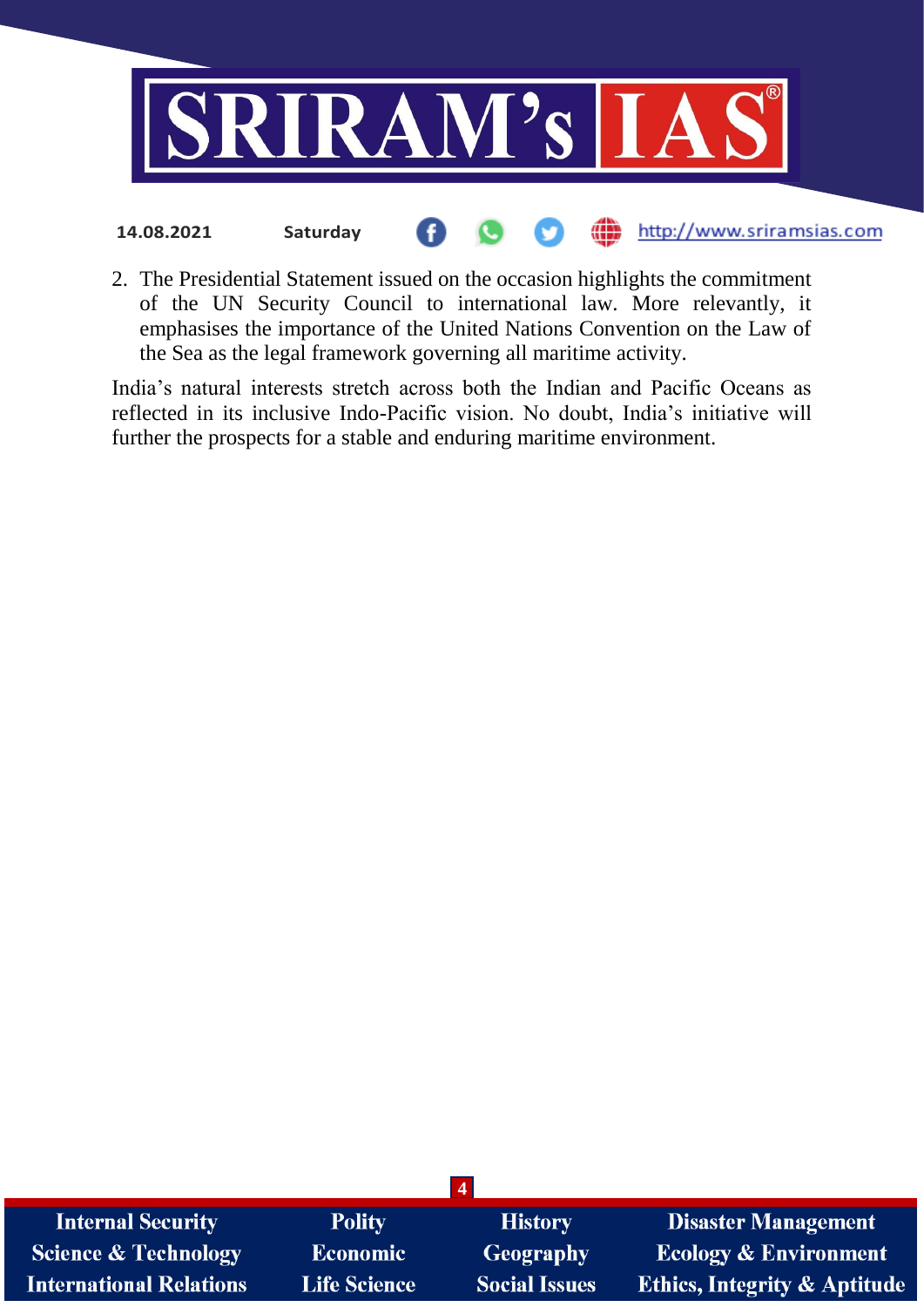2. The Presidential Statement issued on the occasion highlights the commitment of the UN Security Council to international law. More relevantly, it emphasises the importance of the United Nations Convention on the Law of the Sea as the legal framework governing all maritime activity.

India's natural interests stretch across both the Indian and Pacific Oceans as reflected in its inclusive Indo-Pacific vision. No doubt, India's initiative will further the prospects for a stable and enduring maritime environment.